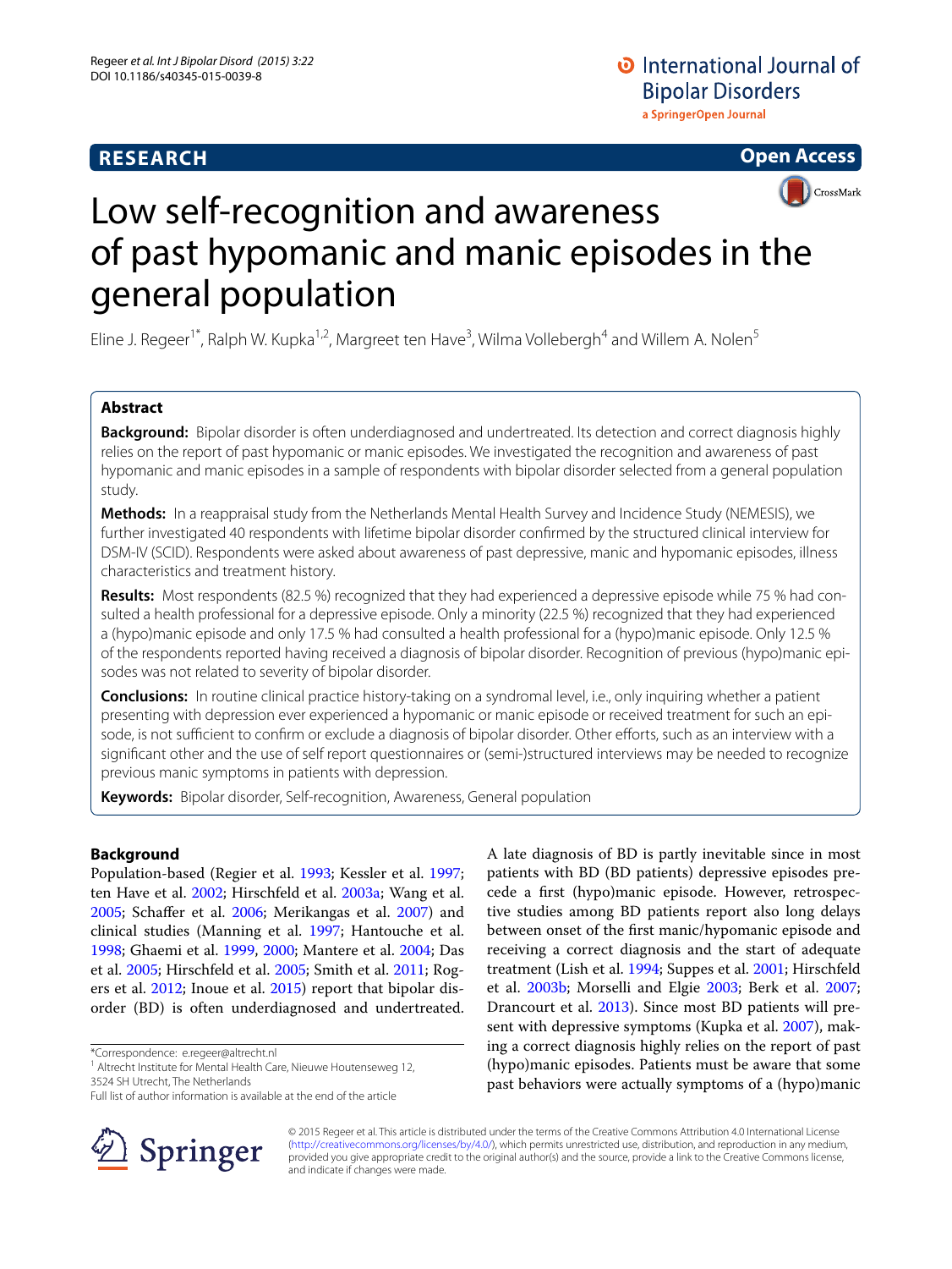RESEARCH

Open Access

# Low self-recognition and awareness of past hypomanic and manic episodes in the general population

Eline J. Regeer[1*], Ralph W. Kupka[1,2], Margreet ten Have[3], Wilma Vollebergh[4] and Willem A. Nolen[5]

## Abstract

**Background:** Bipolar disorder is often underdiagnosed and undertreated. Its detection and correct diagnosis highly relies on the report of past hypomanic or manic episodes. We investigated the recognition and awareness of past hypomanic and manic episodes in a sample of respondents with bipolar disorder selected from a general population study.

**Methods:** In a reappraisal study from the Netherlands Mental Health Survey and Incidence Study (NEMESIS), we further investigated 40 respondents with lifetime bipolar disorder confirmed by the structured clinical interview for DSM-IV (SCID). Respondents were asked about awareness of past depressive, manic and hypomanic episodes, illness characteristics and treatment history.

**Results:** Most respondents (82.5 %) recognized that they had experienced a depressive episode while 75 % had consulted a health professional for a depressive episode. Only a minority (22.5 %) recognized that they had experienced a (hypo)manic episode and only 17.5 % had consulted a health professional for a (hypo)manic episode. Only 12.5 % of the respondents reported having received a diagnosis of bipolar disorder. Recognition of previous (hypo)manic episodes was not related to severity of bipolar disorder.

**Conclusions:** In routine clinical practice history-taking on a syndromal level, i.e., only inquiring whether a patient presenting with depression ever experienced a hypomanic or manic episode or received treatment for such an episode, is not sufficient to confirm or exclude a diagnosis of bipolar disorder. Other efforts, such as an interview with a significant other and the use of self report questionnaires or (semi-)structured interviews may be needed to recognize previous manic symptoms in patients with depression.

**Keywords:** Bipolar disorder, Self-recognition, Awareness, General population

## Background

Population-based (Regier et al. 1993; Kessler et al. 1997; ten Have et al. 2002; Hirschfeld et al. 2003a; Wang et al. 2005; Schaffer et al. 2006; Merikangas et al. 2007) and clinical studies (Manning et al. 1997; Hantouche et al. 1998; Ghaemi et al. 1999, 2000; Mantere et al. 2004; Das et al. 2005; Hirschfeld et al. 2005; Smith et al. 2011; Rogers et al. 2012; Inoue et al. 2015) report that bipolar disorder (BD) is often underdiagnosed and undertreated. A late diagnosis of BD is partly inevitable since in most patients with BD (BD patients) depressive episodes precede a first (hypo)manic episode. However, retrospective studies among BD patients report also long delays between onset of the first manic/hypomanic episode and receiving a correct diagnosis and the start of adequate treatment (Lish et al. 1994; Suppes et al. 2001; Hirschfeld et al. 2003b; Morselli and Elgie 2003; Berk et al. 2007; Drancourt et al. 2013). Since most BD patients will present with depressive symptoms (Kupka et al. 2007), making a correct diagnosis highly relies on the report of past (hypo)manic episodes. Patients must be aware that some past behaviors were actually symptoms of a (hypo)manic

*Correspondence: e.regeer@altrecht.nl
[1] Altrecht Institute for Mental Health Care, Nieuwe Houtenseweg 12, 3524 SH Utrecht, The Netherlands
Full list of author information is available at the end of the article

© 2015 Regeer et al. This article is distributed under the terms of the Creative Commons Attribution 4.0 International License (http://creativecommons.org/licenses/by/4.0/), which permits unrestricted use, distribution, and reproduction in any medium, provided you give appropriate credit to the original author(s) and the source, provide a link to the Creative Commons license, and indicate if changes were made.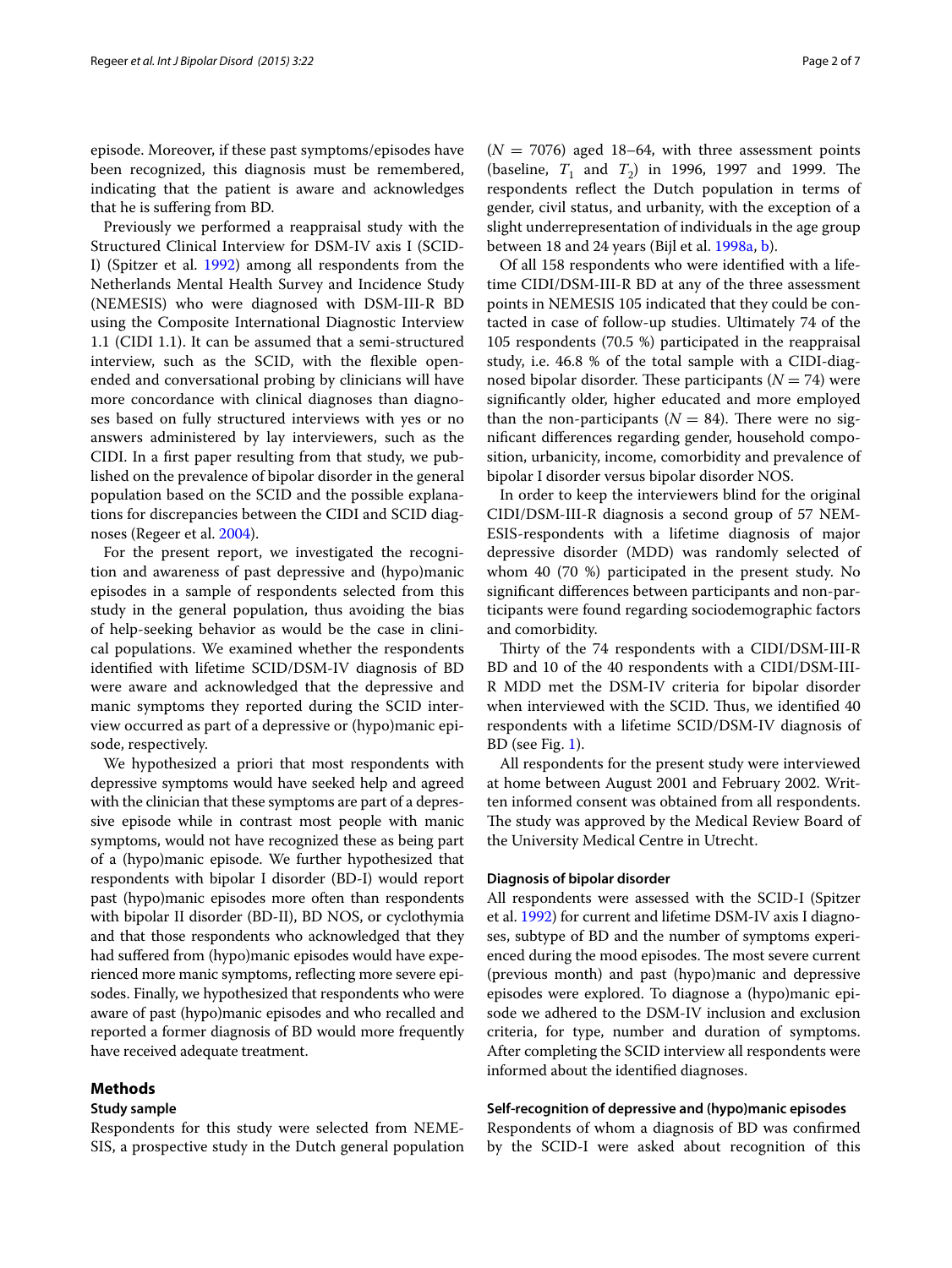episode. Moreover, if these past symptoms/episodes have been recognized, this diagnosis must be remembered, indicating that the patient is aware and acknowledges that he is suffering from BD.

Previously we performed a reappraisal study with the Structured Clinical Interview for DSM-IV axis I (SCID-I) (Spitzer et al. 1992) among all respondents from the Netherlands Mental Health Survey and Incidence Study (NEMESIS) who were diagnosed with DSM-III-R BD using the Composite International Diagnostic Interview 1.1 (CIDI 1.1). It can be assumed that a semi-structured interview, such as the SCID, with the flexible open-ended and conversational probing by clinicians will have more concordance with clinical diagnoses than diagnoses based on fully structured interviews with yes or no answers administered by lay interviewers, such as the CIDI. In a first paper resulting from that study, we published on the prevalence of bipolar disorder in the general population based on the SCID and the possible explanations for discrepancies between the CIDI and SCID diagnoses (Regeer et al. 2004).

For the present report, we investigated the recognition and awareness of past depressive and (hypo)manic episodes in a sample of respondents selected from this study in the general population, thus avoiding the bias of help-seeking behavior as would be the case in clinical populations. We examined whether the respondents identified with lifetime SCID/DSM-IV diagnosis of BD were aware and acknowledged that the depressive and manic symptoms they reported during the SCID interview occurred as part of a depressive or (hypo)manic episode, respectively.

We hypothesized a priori that most respondents with depressive symptoms would have seeked help and agreed with the clinician that these symptoms are part of a depressive episode while in contrast most people with manic symptoms, would not have recognized these as being part of a (hypo)manic episode. We further hypothesized that respondents with bipolar I disorder (BD-I) would report past (hypo)manic episodes more often than respondents with bipolar II disorder (BD-II), BD NOS, or cyclothymia and that those respondents who acknowledged that they had suffered from (hypo)manic episodes would have experienced more manic symptoms, reflecting more severe episodes. Finally, we hypothesized that respondents who were aware of past (hypo)manic episodes and who recalled and reported a former diagnosis of BD would more frequently have received adequate treatment.

## Methods

### Study sample

Respondents for this study were selected from NEMESIS, a prospective study in the Dutch general population ($N = 7076$) aged 18–64, with three assessment points (baseline, $T_1$ and $T_2$) in 1996, 1997 and 1999. The respondents reflect the Dutch population in terms of gender, civil status, and urbanity, with the exception of a slight underrepresentation of individuals in the age group between 18 and 24 years (Bijl et al. 1998a, b).

Of all 158 respondents who were identified with a lifetime CIDI/DSM-III-R BD at any of the three assessment points in NEMESIS 105 indicated that they could be contacted in case of follow-up studies. Ultimately 74 of the 105 respondents (70.5 %) participated in the reappraisal study, i.e. 46.8 % of the total sample with a CIDI-diagnosed bipolar disorder. These participants ($N = 74$) were significantly older, higher educated and more employed than the non-participants ($N = 84$). There were no significant differences regarding gender, household composition, urbanicity, income, comorbidity and prevalence of bipolar I disorder versus bipolar disorder NOS.

In order to keep the interviewers blind for the original CIDI/DSM-III-R diagnosis a second group of 57 NEMESIS-respondents with a lifetime diagnosis of major depressive disorder (MDD) was randomly selected of whom 40 (70 %) participated in the present study. No significant differences between participants and non-participants were found regarding sociodemographic factors and comorbidity.

Thirty of the 74 respondents with a CIDI/DSM-III-R BD and 10 of the 40 respondents with a CIDI/DSM-III-R MDD met the DSM-IV criteria for bipolar disorder when interviewed with the SCID. Thus, we identified 40 respondents with a lifetime SCID/DSM-IV diagnosis of BD (see Fig. 1).

All respondents for the present study were interviewed at home between August 2001 and February 2002. Written informed consent was obtained from all respondents. The study was approved by the Medical Review Board of the University Medical Centre in Utrecht.

### Diagnosis of bipolar disorder

All respondents were assessed with the SCID-I (Spitzer et al. 1992) for current and lifetime DSM-IV axis I diagnoses, subtype of BD and the number of symptoms experienced during the mood episodes. The most severe current (previous month) and past (hypo)manic and depressive episodes were explored. To diagnose a (hypo)manic episode we adhered to the DSM-IV inclusion and exclusion criteria, for type, number and duration of symptoms. After completing the SCID interview all respondents were informed about the identified diagnoses.

### Self-recognition of depressive and (hypo)manic episodes

Respondents of whom a diagnosis of BD was confirmed by the SCID-I were asked about recognition of this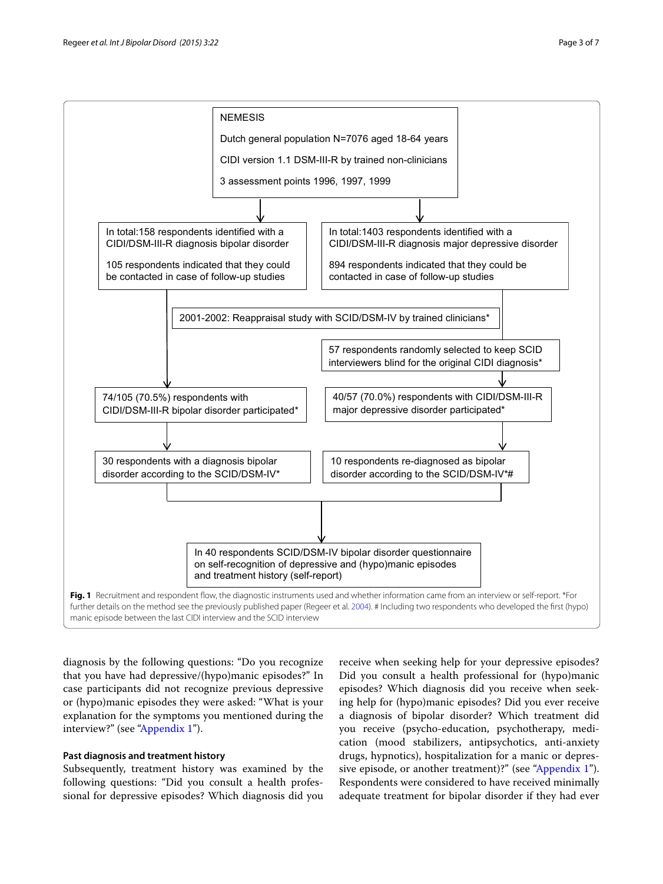NEMESIS

Dutch general population N=7076 aged 18-64 years

CIDI version 1.1 DSM-III-R by trained non-clinicians

3 assessment points 1996, 1997, 1999

In total:158 respondents identified with a CIDI/DSM-III-R diagnosis bipolar disorder

105 respondents indicated that they could be contacted in case of follow-up studies

In total:1403 respondents identified with a CIDI/DSM-III-R diagnosis major depressive disorder

894 respondents indicated that they could be contacted in case of follow-up studies

2001-2002: Reappraisal study with SCID/DSM-IV by trained clinicians*

57 respondents randomly selected to keep SCID interviewers blind for the original CIDI diagnosis*

74/105 (70.5%) respondents with CIDI/DSM-III-R bipolar disorder participated*

40/57 (70.0%) respondents with CIDI/DSM-III-R major depressive disorder participated*

30 respondents with a diagnosis bipolar disorder according to the SCID/DSM-IV*

10 respondents re-diagnosed as bipolar disorder according to the SCID/DSM-IV*#

In 40 respondents SCID/DSM-IV bipolar disorder questionnaire on self-recognition of depressive and (hypo)manic episodes and treatment history (self-report)

**Fig. 1** Recruitment and respondent flow, the diagnostic instruments used and whether information came from an interview or self-report. *For further details on the method see the previously published paper (Regeer et al. 2004). # Including two respondents who developed the first (hypo)manic episode between the last CIDI interview and the SCID interview

diagnosis by the following questions: "Do you recognize that you have had depressive/(hypo)manic episodes?" In case participants did not recognize previous depressive or (hypo)manic episodes they were asked: "What is your explanation for the symptoms you mentioned during the interview?" (see "Appendix 1").

### Past diagnosis and treatment history

Subsequently, treatment history was examined by the following questions: "Did you consult a health professional for depressive episodes? Which diagnosis did you receive when seeking help for your depressive episodes? Did you consult a health professional for (hypo)manic episodes? Which diagnosis did you receive when seeking help for (hypo)manic episodes? Did you ever receive a diagnosis of bipolar disorder? Which treatment did you receive (psycho-education, psychotherapy, medication (mood stabilizers, antipsychotics, anti-anxiety drugs, hypnotics), hospitalization for a manic or depressive episode, or another treatment)?" (see "Appendix 1"). Respondents were considered to have received minimally adequate treatment for bipolar disorder if they had ever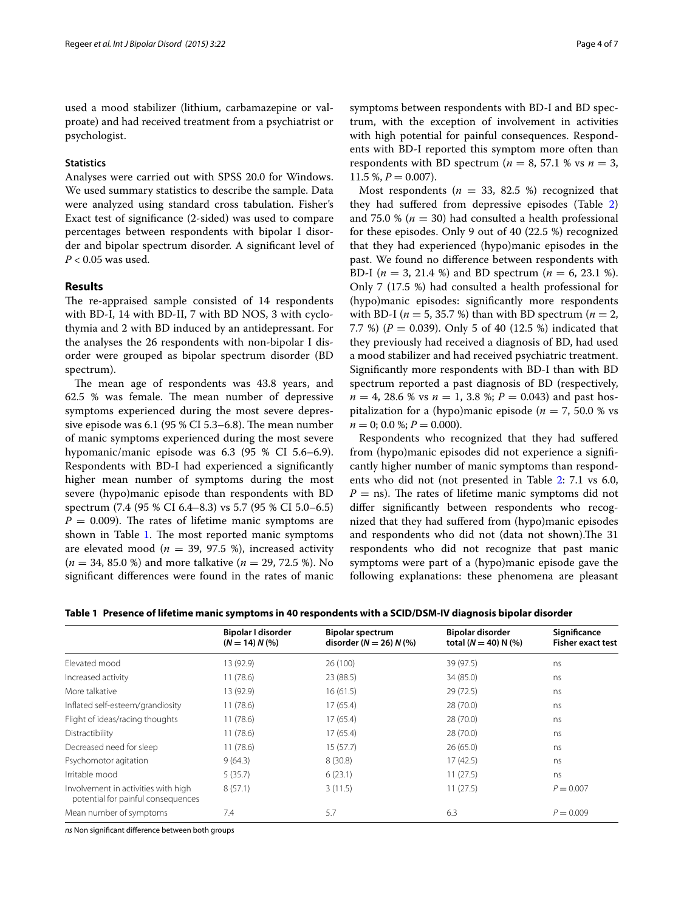used a mood stabilizer (lithium, carbamazepine or valproate) and had received treatment from a psychiatrist or psychologist.

### Statistics

Analyses were carried out with SPSS 20.0 for Windows. We used summary statistics to describe the sample. Data were analyzed using standard cross tabulation. Fisher's Exact test of significance (2-sided) was used to compare percentages between respondents with bipolar I disorder and bipolar spectrum disorder. A significant level of $P < 0.05$ was used.

## Results

The re-appraised sample consisted of 14 respondents with BD-I, 14 with BD-II, 7 with BD NOS, 3 with cyclothymia and 2 with BD induced by an antidepressant. For the analyses the 26 respondents with non-bipolar I disorder were grouped as bipolar spectrum disorder (BD spectrum).

The mean age of respondents was 43.8 years, and 62.5 % was female. The mean number of depressive symptoms experienced during the most severe depressive episode was 6.1 (95 % CI 5.3–6.8). The mean number of manic symptoms experienced during the most severe hypomanic/manic episode was 6.3 (95 % CI 5.6–6.9). Respondents with BD-I had experienced a significantly higher mean number of symptoms during the most severe (hypo)manic episode than respondents with BD spectrum (7.4 (95 % CI 6.4–8.3) vs 5.7 (95 % CI 5.0–6.5) $P = 0.009$). The rates of lifetime manic symptoms are shown in Table 1. The most reported manic symptoms are elevated mood ($n = 39$, 97.5 %), increased activity ($n = 34$, 85.0 %) and more talkative ($n = 29$, 72.5 %). No significant differences were found in the rates of manic symptoms between respondents with BD-I and BD spectrum, with the exception of involvement in activities with high potential for painful consequences. Respondents with BD-I reported this symptom more often than respondents with BD spectrum ($n = 8$, 57.1 % vs $n = 3$, 11.5 %, $P = 0.007$).

Most respondents ($n = 33$, 82.5 %) recognized that they had suffered from depressive episodes (Table 2) and 75.0 % ($n = 30$) had consulted a health professional for these episodes. Only 9 out of 40 (22.5 %) recognized that they had experienced (hypo)manic episodes in the past. We found no difference between respondents with BD-I ($n = 3$, 21.4 %) and BD spectrum ($n = 6$, 23.1 %). Only 7 (17.5 %) had consulted a health professional for (hypo)manic episodes: significantly more respondents with BD-I ($n = 5$, 35.7 %) than with BD spectrum ($n = 2$, 7.7 %) ($P = 0.039$). Only 5 of 40 (12.5 %) indicated that they previously had received a diagnosis of BD, had used a mood stabilizer and had received psychiatric treatment. Significantly more respondents with BD-I than with BD spectrum reported a past diagnosis of BD (respectively, $n = 4$, 28.6 % vs $n = 1$, 3.8 %; $P = 0.043$) and past hospitalization for a (hypo)manic episode ($n = 7$, 50.0 % vs $n = 0$; 0.0 %; $P = 0.000$).

Respondents who recognized that they had suffered from (hypo)manic episodes did not experience a significantly higher number of manic symptoms than respondents who did not (not presented in Table 2: 7.1 vs 6.0, $P =$ ns). The rates of lifetime manic symptoms did not differ significantly between respondents who recognized that they had suffered from (hypo)manic episodes and respondents who did not (data not shown).The 31 respondents who did not recognize that past manic symptoms were part of a (hypo)manic episode gave the following explanations: these phenomena are pleasant

**Table 1 Presence of lifetime manic symptoms in 40 respondents with a SCID/DSM-IV diagnosis bipolar disorder**

| | Bipolar I disorder ($N = 14$) $N$ (%) | Bipolar spectrum disorder ($N = 26$) $N$ (%) | Bipolar disorder total ($N = 40$) N (%) | Significance Fisher exact test |
|---|---|---|---|---|
| Elevated mood | 13 (92.9) | 26 (100) | 39 (97.5) | ns |
| Increased activity | 11 (78.6) | 23 (88.5) | 34 (85.0) | ns |
| More talkative | 13 (92.9) | 16 (61.5) | 29 (72.5) | ns |
| Inflated self-esteem/grandiosity | 11 (78.6) | 17 (65.4) | 28 (70.0) | ns |
| Flight of ideas/racing thoughts | 11 (78.6) | 17 (65.4) | 28 (70.0) | ns |
| Distractibility | 11 (78.6) | 17 (65.4) | 28 (70.0) | ns |
| Decreased need for sleep | 11 (78.6) | 15 (57.7) | 26 (65.0) | ns |
| Psychomotor agitation | 9 (64.3) | 8 (30.8) | 17 (42.5) | ns |
| Irritable mood | 5 (35.7) | 6 (23.1) | 11 (27.5) | ns |
| Involvement in activities with high potential for painful consequences | 8 (57.1) | 3 (11.5) | 11 (27.5) | $P = 0.007$ |
| Mean number of symptoms | 7.4 | 5.7 | 6.3 | $P = 0.009$ |

*ns* Non significant difference between both groups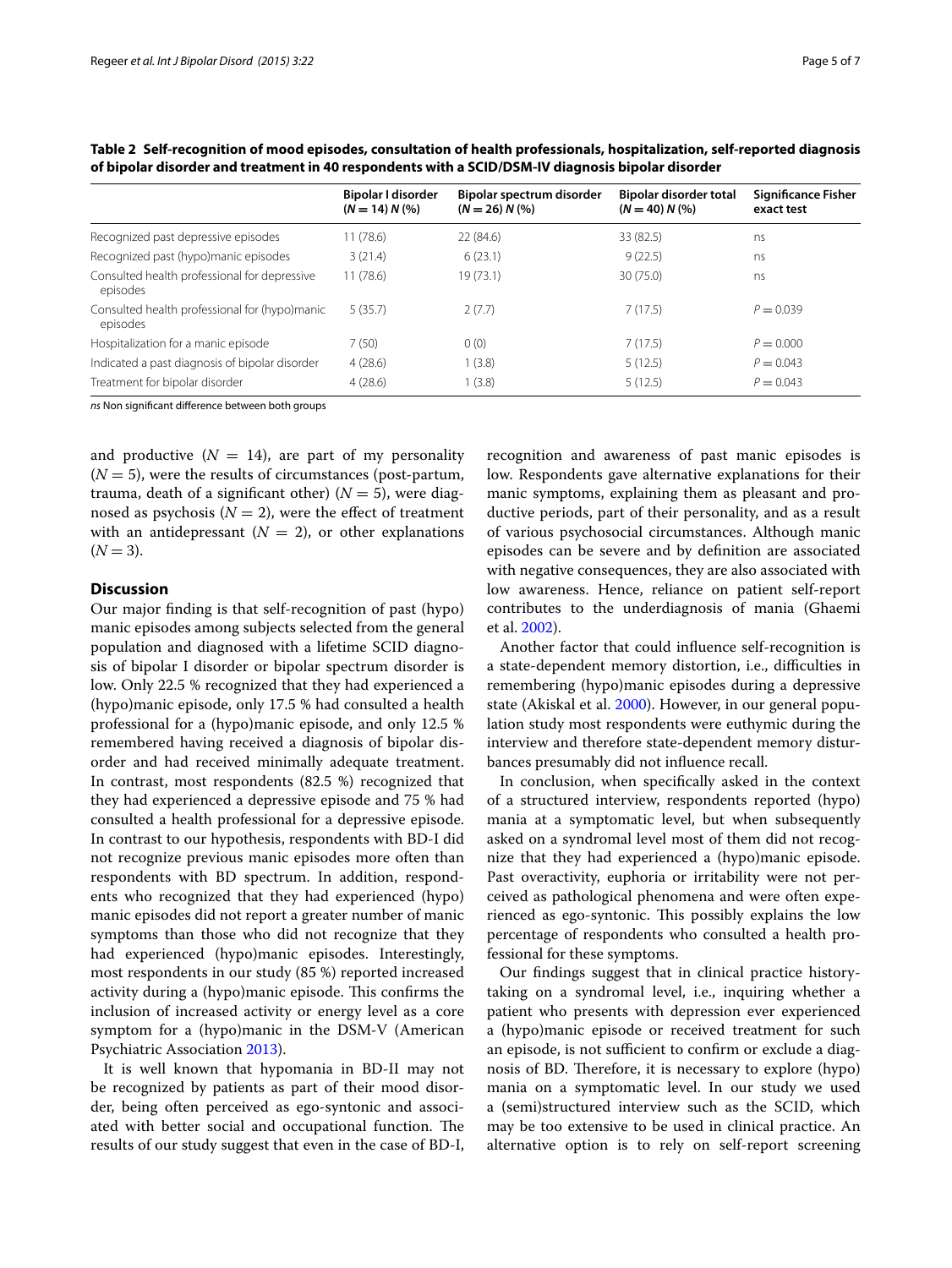**Table 2 Self-recognition of mood episodes, consultation of health professionals, hospitalization, self-reported diagnosis of bipolar disorder and treatment in 40 respondents with a SCID/DSM-IV diagnosis bipolar disorder**

| | Bipolar I disorder ($N = 14$) $N$ (%) | Bipolar spectrum disorder ($N = 26$) $N$ (%) | Bipolar disorder total ($N = 40$) $N$ (%) | Significance Fisher exact test |
|---|---|---|---|---|
| Recognized past depressive episodes | 11 (78.6) | 22 (84.6) | 33 (82.5) | ns |
| Recognized past (hypo)manic episodes | 3 (21.4) | 6 (23.1) | 9 (22.5) | ns |
| Consulted health professional for depressive episodes | 11 (78.6) | 19 (73.1) | 30 (75.0) | ns |
| Consulted health professional for (hypo)manic episodes | 5 (35.7) | 2 (7.7) | 7 (17.5) | $P = 0.039$ |
| Hospitalization for a manic episode | 7 (50) | 0 (0) | 7 (17.5) | $P = 0.000$ |
| Indicated a past diagnosis of bipolar disorder | 4 (28.6) | 1 (3.8) | 5 (12.5) | $P = 0.043$ |
| Treatment for bipolar disorder | 4 (28.6) | 1 (3.8) | 5 (12.5) | $P = 0.043$ |

*ns* Non significant difference between both groups

and productive ($N = 14$), are part of my personality ($N = 5$), were the results of circumstances (post-partum, trauma, death of a significant other) ($N = 5$), were diagnosed as psychosis ($N = 2$), were the effect of treatment with an antidepressant ($N = 2$), or other explanations ($N = 3$).

## Discussion

Our major finding is that self-recognition of past (hypo) manic episodes among subjects selected from the general population and diagnosed with a lifetime SCID diagnosis of bipolar I disorder or bipolar spectrum disorder is low. Only 22.5 % recognized that they had experienced a (hypo)manic episode, only 17.5 % had consulted a health professional for a (hypo)manic episode, and only 12.5 % remembered having received a diagnosis of bipolar disorder and had received minimally adequate treatment. In contrast, most respondents (82.5 %) recognized that they had experienced a depressive episode and 75 % had consulted a health professional for a depressive episode. In contrast to our hypothesis, respondents with BD-I did not recognize previous manic episodes more often than respondents with BD spectrum. In addition, respondents who recognized that they had experienced (hypo) manic episodes did not report a greater number of manic symptoms than those who did not recognize that they had experienced (hypo)manic episodes. Interestingly, most respondents in our study (85 %) reported increased activity during a (hypo)manic episode. This confirms the inclusion of increased activity or energy level as a core symptom for a (hypo)manic in the DSM-V (American Psychiatric Association 2013).

It is well known that hypomania in BD-II may not be recognized by patients as part of their mood disorder, being often perceived as ego-syntonic and associated with better social and occupational function. The results of our study suggest that even in the case of BD-I, recognition and awareness of past manic episodes is low. Respondents gave alternative explanations for their manic symptoms, explaining them as pleasant and productive periods, part of their personality, and as a result of various psychosocial circumstances. Although manic episodes can be severe and by definition are associated with negative consequences, they are also associated with low awareness. Hence, reliance on patient self-report contributes to the underdiagnosis of mania (Ghaemi et al. 2002).

Another factor that could influence self-recognition is a state-dependent memory distortion, i.e., difficulties in remembering (hypo)manic episodes during a depressive state (Akiskal et al. 2000). However, in our general population study most respondents were euthymic during the interview and therefore state-dependent memory disturbances presumably did not influence recall.

In conclusion, when specifically asked in the context of a structured interview, respondents reported (hypo) mania at a symptomatic level, but when subsequently asked on a syndromal level most of them did not recognize that they had experienced a (hypo)manic episode. Past overactivity, euphoria or irritability were not perceived as pathological phenomena and were often experienced as ego-syntonic. This possibly explains the low percentage of respondents who consulted a health professional for these symptoms.

Our findings suggest that in clinical practice history-taking on a syndromal level, i.e., inquiring whether a patient who presents with depression ever experienced a (hypo)manic episode or received treatment for such an episode, is not sufficient to confirm or exclude a diagnosis of BD. Therefore, it is necessary to explore (hypo) mania on a symptomatic level. In our study we used a (semi)structured interview such as the SCID, which may be too extensive to be used in clinical practice. An alternative option is to rely on self-report screening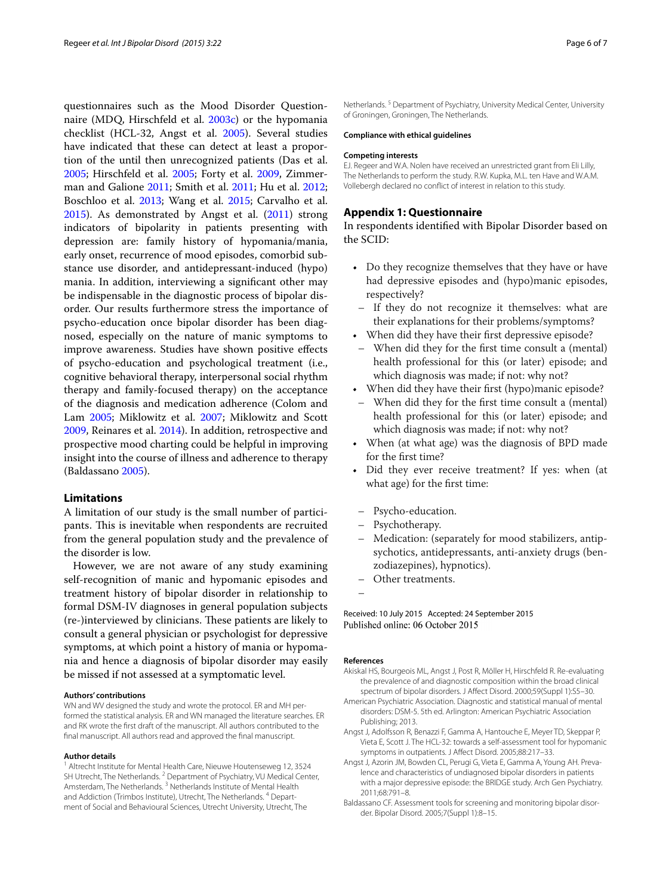questionnaires such as the Mood Disorder Questionnaire (MDQ, Hirschfeld et al. 2003c) or the hypomania checklist (HCL-32, Angst et al. 2005). Several studies have indicated that these can detect at least a proportion of the until then unrecognized patients (Das et al. 2005; Hirschfeld et al. 2005; Forty et al. 2009, Zimmerman and Galione 2011; Smith et al. 2011; Hu et al. 2012; Boschloo et al. 2013; Wang et al. 2015; Carvalho et al. 2015). As demonstrated by Angst et al. (2011) strong indicators of bipolarity in patients presenting with depression are: family history of hypomania/mania, early onset, recurrence of mood episodes, comorbid substance use disorder, and antidepressant-induced (hypo) mania. In addition, interviewing a significant other may be indispensable in the diagnostic process of bipolar disorder. Our results furthermore stress the importance of psycho-education once bipolar disorder has been diagnosed, especially on the nature of manic symptoms to improve awareness. Studies have shown positive effects of psycho-education and psychological treatment (i.e., cognitive behavioral therapy, interpersonal social rhythm therapy and family-focused therapy) on the acceptance of the diagnosis and medication adherence (Colom and Lam 2005; Miklowitz et al. 2007; Miklowitz and Scott 2009, Reinares et al. 2014). In addition, retrospective and prospective mood charting could be helpful in improving insight into the course of illness and adherence to therapy (Baldassano 2005).

## Limitations

A limitation of our study is the small number of participants. This is inevitable when respondents are recruited from the general population study and the prevalence of the disorder is low.

However, we are not aware of any study examining self-recognition of manic and hypomanic episodes and treatment history of bipolar disorder in relationship to formal DSM-IV diagnoses in general population subjects (re-)interviewed by clinicians. These patients are likely to consult a general physician or psychologist for depressive symptoms, at which point a history of mania or hypomania and hence a diagnosis of bipolar disorder may easily be missed if not assessed at a symptomatic level.

#### Authors' contributions

WN and WV designed the study and wrote the protocol. ER and MH performed the statistical analysis. ER and WN managed the literature searches. ER and RK wrote the first draft of the manuscript. All authors contributed to the final manuscript. All authors read and approved the final manuscript.

#### Author details

[1] Altrecht Institute for Mental Health Care, Nieuwe Houtenseweg 12, 3524 SH Utrecht, The Netherlands. [2] Department of Psychiatry, VU Medical Center, Amsterdam, The Netherlands. [3] Netherlands Institute of Mental Health and Addiction (Trimbos Institute), Utrecht, The Netherlands. [4] Department of Social and Behavioural Sciences, Utrecht University, Utrecht, The Netherlands. [5] Department of Psychiatry, University Medical Center, University of Groningen, Groningen, The Netherlands.

#### Compliance with ethical guidelines

#### Competing interests

E.J. Regeer and W.A. Nolen have received an unrestricted grant from Eli Lilly, The Netherlands to perform the study. R.W. Kupka, M.L. ten Have and W.A.M. Vollebergh declared no conflict of interest in relation to this study.

## Appendix 1: Questionnaire

In respondents identified with Bipolar Disorder based on the SCID:

- Do they recognize themselves that they have or have had depressive episodes and (hypo)manic episodes, respectively?
  - If they do not recognize it themselves: what are their explanations for their problems/symptoms?
- When did they have their first depressive episode?
  - When did they for the first time consult a (mental) health professional for this (or later) episode; and which diagnosis was made; if not: why not?
- When did they have their first (hypo)manic episode?
  - When did they for the first time consult a (mental) health professional for this (or later) episode; and which diagnosis was made; if not: why not?
- When (at what age) was the diagnosis of BPD made for the first time?
- Did they ever receive treatment? If yes: when (at what age) for the first time:
  - Psycho-education.
  - Psychotherapy.
  - Medication: (separately for mood stabilizers, antipsychotics, antidepressants, anti-anxiety drugs (benzodiazepines), hypnotics).
  - Other treatments.

Received: 10 July 2015 Accepted: 24 September 2015
Published online: 06 October 2015

#### References

Akiskal HS, Bourgeois ML, Angst J, Post R, Möller H, Hirschfeld R. Re-evaluating the prevalence of and diagnostic composition within the broad clinical spectrum of bipolar disorders. J Affect Disord. 2000;59(Suppl 1):S5–30.

American Psychiatric Association. Diagnostic and statistical manual of mental disorders: DSM-5. 5th ed. Arlington: American Psychiatric Association Publishing; 2013.

Angst J, Adolfsson R, Benazzi F, Gamma A, Hantouche E, Meyer TD, Skeppar P, Vieta E, Scott J. The HCL-32: towards a self-assessment tool for hypomanic symptoms in outpatients. J Affect Disord. 2005;88:217–33.

Angst J, Azorin JM, Bowden CL, Perugi G, Vieta E, Gamma A, Young AH. Prevalence and characteristics of undiagnosed bipolar disorders in patients with a major depressive episode: the BRIDGE study. Arch Gen Psychiatry. 2011;68:791–8.

Baldassano CF. Assessment tools for screening and monitoring bipolar disorder. Bipolar Disord. 2005;7(Suppl 1):8–15.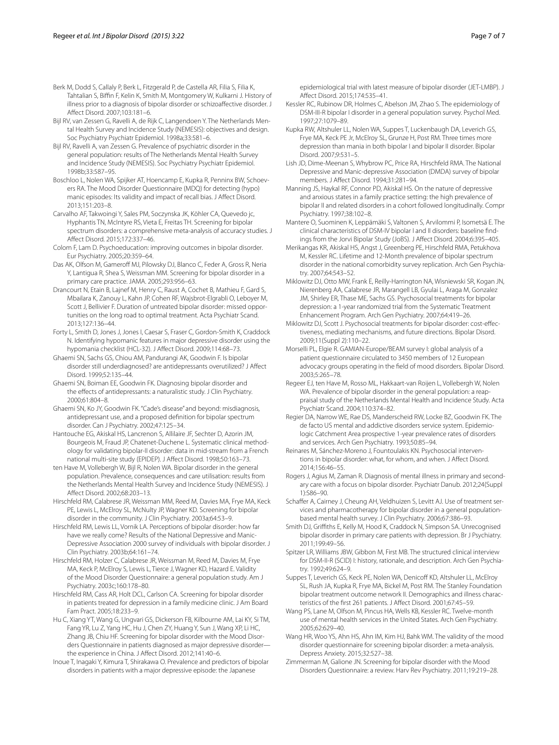Berk M, Dodd S, Callaly P, Berk L, Fitzgerald P, de Castella AR, Filia S, Filia K, Tahtalian S, Biffin F, Kelin K, Smith M, Montgomery W, Kulkarni J. History of illness prior to a diagnosis of bipolar disorder or schizoaffective disorder. J Affect Disord. 2007;103:181–6.

Bijl RV, van Zessen G, Ravelli A, de Rijk C, Langendoen Y. The Netherlands Mental Health Survey and Incidence Study (NEMESIS): objectives and design. Soc Psychiatry Psychiatr Epidemiol. 1998a;33:581–6.

Bijl RV, Ravelli A, van Zessen G. Prevalence of psychiatric disorder in the general population: results of The Netherlands Mental Health Survey and Incidence Study (NEMESIS). Soc Psychiatry Psychiatr Epidemiol. 1998b;33:587–95.

Boschloo L, Nolen WA, Spijker AT, Hoencamp E, Kupka R, Penninx BW, Schoevers RA. The Mood Disorder Questionnaire (MDQ) for detecting (hypo) manic episodes: Its validity and impact of recall bias. J Affect Disord. 2013;151:203–8.

Carvalho AF, Takwoingi Y, Sales PM, Soczynska JK, Köhler CA, Quevedo jc, Hyphantis TN, McIntyre RS, Vieta E, Freitas TH. Screening for bipolar spectrum disorders: a comprehensive meta-analysis of accuracy studies. J Affect Disord. 2015;172:337–46.

Colom F, Lam D. Psychoeducation: improving outcomes in bipolar disorder. Eur Psychiatry. 2005;20:359–64.

Das AK, Olfson M, Gameroff MJ, Pilowsky DJ, Blanco C, Feder A, Gross R, Neria Y, Lantigua R, Shea S, Weissman MM. Screening for bipolar disorder in a primary care practice. JAMA. 2005;293:956–63.

Drancourt N, Etain B, Lajnef M, Henry C, Raust A, Cochet B, Mathieu F, Gard S, Mbailara K, Zanouy L, Kahn JP, Cohen RF, Wajsbrot-Elgrabli O, Leboyer M, Scott J, Bellivier F. Duration of untreated bipolar disorder: missed opportunities on the long road to optimal treatment. Acta Psychiatr Scand. 2013;127:136–44.

Forty L, Smith D, Jones J, Jones I, Caesar S, Fraser C, Gordon-Smith K, Craddock N. Identifying hypomanic features in major depressive disorder using the hypomania checklist (HCL-32). J Affect Disord. 2009;114:68–73.

Ghaemi SN, Sachs GS, Chiou AM, Pandurangi AK, Goodwin F. Is bipolar disorder still underdiagnosed? are antidepressants overutilized? J Affect Disord. 1999;52:135–44.

Ghaemi SN, Boiman EE, Goodwin FK. Diagnosing bipolar disorder and the effects of antidepressants: a naturalistic study. J Clin Psychiatry. 2000;61:804–8.

Ghaemi SN, Ko JY, Goodwin FK. "Cade's disease" and beyond: misdiagnosis, antidepressant use, and a proposed definition for bipolar spectrum disorder. Can J Psychiatry. 2002;47:125–34.

Hantouche EG, Akiskal HS, Lancrenon S, Allilaire JF, Sechter D, Azorin JM, Bourgeois M, Fraud JP, Chatenet-Duchene L. Systematic clinical methodology for validating bipolar-II disorder: data in mid-stream from a French national multi-site study (EPIDEP). J Affect Disord. 1998;50:163–73.

ten Have M, Vollebergh W, Bijl R, Nolen WA. Bipolar disorder in the general population. Prevalence, consequences and care utilisation: results from the Netherlands Mental Health Survey and Incidence Study (NEMESIS). J Affect Disord. 2002;68:203–13.

Hirschfeld RM, Calabrese JR, Weissman MM, Reed M, Davies MA, Frye MA, Keck PE, Lewis L, McElroy SL, McNulty JP, Wagner KD. Screening for bipolar disorder in the community. J Clin Psychiatry. 2003a;64:53–9.

Hirschfeld RM, Lewis LL, Vornik LA. Perceptions of bipolar disorder: how far have we really come? Results of the National Depressive and Manic-Depressive Association 2000 survey of individuals with bipolar disorder. J Clin Psychiatry. 2003b;64:161–74.

Hirschfeld RM, Holzer C, Calabrese JR, Weissman M, Reed M, Davies M, Frye MA, Keck P, McElroy S, Lewis L, Tierce J, Wagner KD, Hazard E. Validity of the Mood Disorder Questionnaire: a general population study. Am J Psychiatry. 2003c;160:178–80.

Hirschfeld RM, Cass AR, Holt DCL, Carlson CA. Screening for bipolar disorder in patients treated for depression in a family medicine clinic. J Am Board Fam Pract. 2005;18:233–9.

Hu C, Xiang YT, Wang G, Ungvari GS, Dickerson FB, Kilbourne AM, Lai KY, Si TM, Fang YR, Lu Z, Yang HC, Hu J, Chen ZY, Huang Y, Sun J, Wang XP, Li HC, Zhang JB, Chiu HF. Screening for bipolar disorder with the Mood Disorders Questionnaire in patients diagnosed as major depressive disorder—the experience in China. J Affect Disord. 2012;141:40–6.

Inoue T, Inagaki Y, Kimura T, Shirakawa O. Prevalence and predictors of bipolar disorders in patients with a major depressive episode: the Japanese epidemiological trial with latest measure of bipolar disorder (JET-LMBP). J Affect Disord. 2015;174:535–41.

Kessler RC, Rubinow DR, Holmes C, Abelson JM, Zhao S. The epidemiology of DSM-III-R bipolar I disorder in a general population survey. Psychol Med. 1997;27:1079–89.

Kupka RW, Altshuler LL, Nolen WA, Suppes T, Luckenbaugh DA, Leverich GS, Frye MA, Keck PE Jr, McElroy SL, Grunze H, Post RM. Three times more depression than mania in both bipolar I and bipolar II disorder. Bipolar Disord. 2007;9:531–5.

Lish JD, Dime-Meenan S, Whybrow PC, Price RA, Hirschfeld RMA. The National Depressive and Manic-depressive Association (DMDA) survey of bipolar members. J Affect Disord. 1994;31:281–94.

Manning JS, Haykal RF, Connor PD, Akiskal HS. On the nature of depressive and anxious states in a family practice setting: the high prevalence of bipolar II and related disorders in a cohort followed longitudinally. Compr Psychiatry. 1997;38:102–8.

Mantere O, Suominen K, Leppämäki S, Valtonen S, Arvilommi P, Isometsä E. The clinical characteristics of DSM-IV bipolar I and II disorders: baseline findings from the Jorvi Bipolar Study (JoBS). J Affect Disord. 2004;6:395–405.

Merikangas KR, Akiskal HS, Angst J, Greenberg PE, Hirschfeld RMA, Petukhova M, Kessler RC. Lifetime and 12-Month prevalence of bipolar spectrum disorder in the national comorbidity survey replication. Arch Gen Psychiatry. 2007;64:543–52.

Miklowitz DJ, Otto MW, Frank E, Reilly-Harrington NA, Wisniewski SR, Kogan JN, Nierenberg AA, Calabrese JR, Marangell LB, Gyulai L, Araga M, Gonzalez JM, Shirley ER, Thase ME, Sachs GS. Psychosocial treatments for bipolar depression: a 1-year randomized trial from the Systematic Treatment Enhancement Program. Arch Gen Psychiatry. 2007;64:419–26.

Miklowitz DJ, Scott J. Psychosocial treatments for bipolar disorder: cost-effectiveness, mediating mechanisms, and future directions. Bipolar Disord. 2009;11(Suppl 2):110–22.

Morselli PL, Elgie R. GAMIAN-Europe/BEAM survey I: global analysis of a patient questionnaire circulated to 3450 members of 12 European advocacy groups operating in the field of mood disorders. Bipolar Disord. 2003;5:265–78.

Regeer EJ, ten Have M, Rosso ML, Hakkaart-van Roijen L, Vollebergh W, Nolen WA. Prevalence of bipolar disorder in the general population: a reappraisal study of the Netherlands Mental Health and Incidence Study. Acta Psychiatr Scand. 2004;110:374–82.

Regier DA, Narrow WE, Rae DS, Manderscheid RW, Locke BZ, Goodwin FK. The de facto US mental and addictive disorders service system. Epidemiologic Catchment Area prospective 1-year prevalence rates of disorders and services. Arch Gen Psychiatry. 1993;50:85–94.

Reinares M, Sánchez-Moreno J, Fountoulakis KN. Psychosocial interventions in bipolar disorder: what, for whom, and when. J Affect Disord. 2014;156:46–55.

Rogers J, Agius M, Zaman R. Diagnosis of mental illness in primary and secondary care with a focus on bipolar disorder. Psychiatr Danub. 2012;24(Suppl 1):S86–90.

Schaffer A, Cairney J, Cheung AH, Veldhuizen S, Levitt AJ. Use of treatment services and pharmacotherapy for bipolar disorder in a general population-based mental health survey. J Clin Psychiatry. 2006;67:386–93.

Smith DJ, Griffiths E, Kelly M, Hood K, Craddock N, Simpson SA. Unrecognised bipolar disorder in primary care patients with depression. Br J Psychiatry. 2011;199:49–56.

Spitzer LR, Williams JBW, Gibbon M, First MB. The structured clinical interview for DSM-II-R (SCID) I: history, rationale, and description. Arch Gen Psychiatry. 1992;49:624–9.

Suppes T, Leverich GS, Keck PE, Nolen WA, Denicoff KD, Altshuler LL, McElroy SL, Rush JA, Kupka R, Frye MA, Bickel M, Post RM. The Stanley Foundation bipolar treatment outcome network II. Demographics and illness characteristics of the first 261 patients. J Affect Disord. 2001;67:45–59.

Wang PS, Lane M, Olfson M, Pincus HA, Wells KB, Kessler RC. Twelve-month use of mental health services in the United States. Arch Gen Psychiatry. 2005;62:629–40.

Wang HR, Woo YS, Ahn HS, Ahn IM, Kim HJ, Bahk WM. The validity of the mood disorder questionnaire for screening bipolar disorder: a meta-analysis. Depress Anxiety. 2015;32:527–38.

Zimmerman M, Galione JN. Screening for bipolar disorder with the Mood Disorders Questionnaire: a review. Harv Rev Psychiatry. 2011;19:219–28.